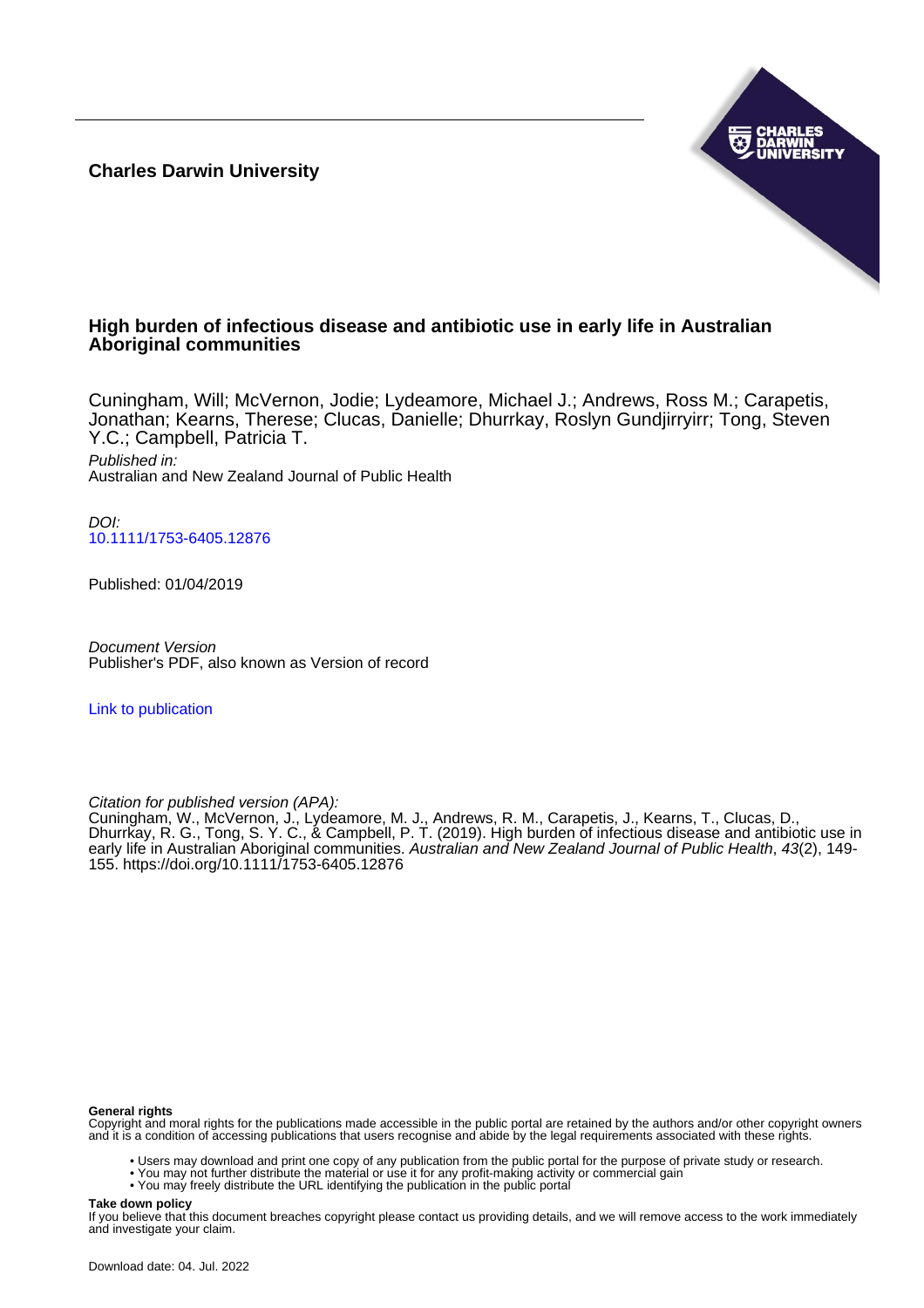**Charles Darwin University**

# High burden of infectious disease and antibiotic use in early life in Australian Aboriginal communities

Cuningham, Will; McVernon, Jodie; Lydeamore, Michael J.; Andrews, Ross M.; Carapetis, Jonathan; Kearns, Therese; Clucas, Danielle; Dhurrkay, Roslyn Gundjirryirr; Tong, Steven Y.C.; Campbell, Patricia T.

*Published in:*
Australian and New Zealand Journal of Public Health

*DOI:*
10.1111/1753-6405.12876

Published: 01/04/2019

*Document Version*
Publisher's PDF, also known as Version of record

Link to publication

*Citation for published version (APA):*
Cuningham, W., McVernon, J., Lydeamore, M. J., Andrews, R. M., Carapetis, J., Kearns, T., Clucas, D., Dhurrkay, R. G., Tong, S. Y. C., & Campbell, P. T. (2019). High burden of infectious disease and antibiotic use in early life in Australian Aboriginal communities. *Australian and New Zealand Journal of Public Health*, *43*(2), 149-155. https://doi.org/10.1111/1753-6405.12876

**General rights**
Copyright and moral rights for the publications made accessible in the public portal are retained by the authors and/or other copyright owners and it is a condition of accessing publications that users recognise and abide by the legal requirements associated with these rights.

- Users may download and print one copy of any publication from the public portal for the purpose of private study or research.
- You may not further distribute the material or use it for any profit-making activity or commercial gain
- You may freely distribute the URL identifying the publication in the public portal

**Take down policy**
If you believe that this document breaches copyright please contact us providing details, and we will remove access to the work immediately and investigate your claim.

Download date: 04. Jul. 2022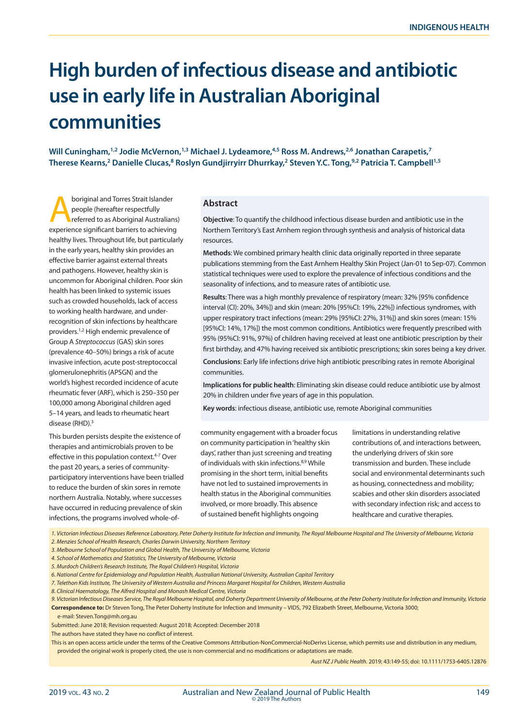# High burden of infectious disease and antibiotic use in early life in Australian Aboriginal communities

**Will Cuningham,[1,2] Jodie McVernon,[1,3] Michael J. Lydeamore,[4,5] Ross M. Andrews,[2,6] Jonathan Carapetis,[7] Therese Kearns,[2] Danielle Clucas,[8] Roslyn Gundjirryirr Dhurrkay,[2] Steven Y.C. Tong,[9,2] Patricia T. Campbell[1,5]**

## Abstract

**Objective**: To quantify the childhood infectious disease burden and antibiotic use in the Northern Territory's East Arnhem region through synthesis and analysis of historical data resources.

**Methods**: We combined primary health clinic data originally reported in three separate publications stemming from the East Arnhem Healthy Skin Project (Jan-01 to Sep-07). Common statistical techniques were used to explore the prevalence of infectious conditions and the seasonality of infections, and to measure rates of antibiotic use.

**Results**: There was a high monthly prevalence of respiratory (mean: 32% [95% confidence interval (CI): 20%, 34%]) and skin (mean: 20% [95%CI: 19%, 22%]) infectious syndromes, with upper respiratory tract infections (mean: 29% [95%CI: 27%, 31%]) and skin sores (mean: 15% [95%CI: 14%, 17%]) the most common conditions. Antibiotics were frequently prescribed with 95% (95%CI: 91%, 97%) of children having received at least one antibiotic prescription by their first birthday, and 47% having received six antibiotic prescriptions; skin sores being a key driver.

**Conclusions**: Early life infections drive high antibiotic prescribing rates in remote Aboriginal communities.

**Implications for public health**: Eliminating skin disease could reduce antibiotic use by almost 20% in children under five years of age in this population.

**Key words**: infectious disease, antibiotic use, remote Aboriginal communities

Aboriginal and Torres Strait Islander people (hereafter respectfully referred to as Aboriginal Australians) experience significant barriers to achieving healthy lives. Throughout life, but particularly in the early years, healthy skin provides an effective barrier against external threats and pathogens. However, healthy skin is uncommon for Aboriginal children. Poor skin health has been linked to systemic issues such as crowded households, lack of access to working health hardware, and under-recognition of skin infections by healthcare providers.[1,2] High endemic prevalence of Group A *Streptococcus* (GAS) skin sores (prevalence 40–50%) brings a risk of acute invasive infection, acute post-streptococcal glomerulonephritis (APSGN) and the world's highest recorded incidence of acute rheumatic fever (ARF), which is 250–350 per 100,000 among Aboriginal children aged 5–14 years, and leads to rheumatic heart disease (RHD).[3]

This burden persists despite the existence of therapies and antimicrobials proven to be effective in this population context.[4-7] Over the past 20 years, a series of community-participatory interventions have been trialled to reduce the burden of skin sores in remote northern Australia. Notably, where successes have occurred in reducing prevalence of skin infections, the programs involved whole-of-community engagement with a broader focus on community participation in 'healthy skin days', rather than just screening and treating of individuals with skin infections.[8,9] While promising in the short term, initial benefits have not led to sustained improvements in health status in the Aboriginal communities involved, or more broadly. This absence of sustained benefit highlights ongoing limitations in understanding relative contributions of, and interactions between, the underlying drivers of skin sore transmission and burden. These include social and environmental determinants such as housing, connectedness and mobility; scabies and other skin disorders associated with secondary infection risk; and access to healthcare and curative therapies.

1. Victorian Infectious Diseases Reference Laboratory, Peter Doherty Institute for Infection and Immunity, The Royal Melbourne Hospital and The University of Melbourne, Victoria
2. Menzies School of Health Research, Charles Darwin University, Northern Territory
3. Melbourne School of Population and Global Health, The University of Melbourne, Victoria
4. School of Mathematics and Statistics, The University of Melbourne, Victoria
5. Murdoch Children's Research Institute, The Royal Children's Hospital, Victoria
6. National Centre for Epidemiology and Population Health, Australian National University, Australian Capital Territory
7. Telethon Kids Institute, The University of Western Australia and Princess Margaret Hospital for Children, Western Australia
8. Clinical Haematology, The Alfred Hospital and Monash Medical Centre, Victoria
9. Victorian Infectious Diseases Service, The Royal Melbourne Hospital, and Doherty Department University of Melbourne, at the Peter Doherty Institute for Infection and Immunity, Victoria

**Correspondence to:** Dr Steven Tong, The Peter Doherty Institute for Infection and Immunity – VIDS, 792 Elizabeth Street, Melbourne, Victoria 3000; e-mail: Steven.Tong@mh.org.au

Submitted: June 2018; Revision requested: August 2018; Accepted: December 2018

The authors have stated they have no conflict of interest.

This is an open access article under the terms of the Creative Commons Attribution-NonCommercial-NoDerivs License, which permits use and distribution in any medium, provided the original work is properly cited, the use is non-commercial and no modifications or adaptations are made.

*Aust NZ J Public Health.* 2019; 43:149-55; doi: 10.1111/1753-6405.12876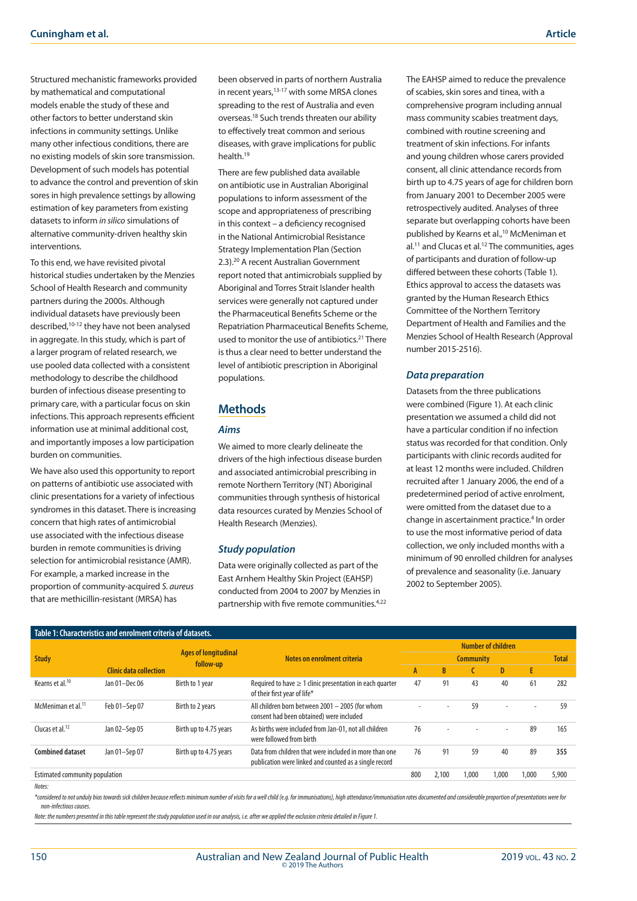Structured mechanistic frameworks provided by mathematical and computational models enable the study of these and other factors to better understand skin infections in community settings. Unlike many other infectious conditions, there are no existing models of skin sore transmission. Development of such models has potential to advance the control and prevention of skin sores in high prevalence settings by allowing estimation of key parameters from existing datasets to inform *in silico* simulations of alternative community-driven healthy skin interventions.

To this end, we have revisited pivotal historical studies undertaken by the Menzies School of Health Research and community partners during the 2000s. Although individual datasets have previously been described,[10-12] they have not been analysed in aggregate. In this study, which is part of a larger program of related research, we use pooled data collected with a consistent methodology to describe the childhood burden of infectious disease presenting to primary care, with a particular focus on skin infections. This approach represents efficient information use at minimal additional cost, and importantly imposes a low participation burden on communities.

We have also used this opportunity to report on patterns of antibiotic use associated with clinic presentations for a variety of infectious syndromes in this dataset. There is increasing concern that high rates of antimicrobial use associated with the infectious disease burden in remote communities is driving selection for antimicrobial resistance (AMR). For example, a marked increase in the proportion of community-acquired *S. aureus* that are methicillin-resistant (MRSA) has been observed in parts of northern Australia in recent years,[13-17] with some MRSA clones spreading to the rest of Australia and even overseas.[18] Such trends threaten our ability to effectively treat common and serious diseases, with grave implications for public health.[19]

There are few published data available on antibiotic use in Australian Aboriginal populations to inform assessment of the scope and appropriateness of prescribing in this context – a deficiency recognised in the National Antimicrobial Resistance Strategy Implementation Plan (Section 2.3).[20] A recent Australian Government report noted that antimicrobials supplied by Aboriginal and Torres Strait Islander health services were generally not captured under the Pharmaceutical Benefits Scheme or the Repatriation Pharmaceutical Benefits Scheme, used to monitor the use of antibiotics.[21] There is thus a clear need to better understand the level of antibiotic prescription in Aboriginal populations.

## Methods

### *Aims*

We aimed to more clearly delineate the drivers of the high infectious disease burden and associated antimicrobial prescribing in remote Northern Territory (NT) Aboriginal communities through synthesis of historical data resources curated by Menzies School of Health Research (Menzies).

### *Study population*

Data were originally collected as part of the East Arnhem Healthy Skin Project (EAHSP) conducted from 2004 to 2007 by Menzies in partnership with five remote communities.[4,22] The EAHSP aimed to reduce the prevalence of scabies, skin sores and tinea, with a comprehensive program including annual mass community scabies treatment days, combined with routine screening and treatment of skin infections. For infants and young children whose carers provided consent, all clinic attendance records from birth up to 4.75 years of age for children born from January 2001 to December 2005 were retrospectively audited. Analyses of three separate but overlapping cohorts have been published by Kearns et al.,[10] McMeniman et al.[11] and Clucas et al.[12] The communities, ages of participants and duration of follow-up differed between these cohorts (Table 1). Ethics approval to access the datasets was granted by the Human Research Ethics Committee of the Northern Territory Department of Health and Families and the Menzies School of Health Research (Approval number 2015-2516).

### *Data preparation*

Datasets from the three publications were combined (Figure 1). At each clinic presentation we assumed a child did not have a particular condition if no infection status was recorded for that condition. Only participants with clinic records audited for at least 12 months were included. Children recruited after 1 January 2006, the end of a predetermined period of active enrolment, were omitted from the dataset due to a change in ascertainment practice.[4] In order to use the most informative period of data collection, we only included months with a minimum of 90 enrolled children for analyses of prevalence and seasonality (i.e. January 2002 to September 2005).

**Table 1: Characteristics and enrolment criteria of datasets.**

| Study | Clinic data collection | Ages of longitudinal follow-up | Notes on enrolment criteria | Number of children | | | | | |
|---|---|---|---|---|---|---|---|---|---|
| | | | | Community | | | | | Total |
| | | | | A | B | C | D | E | |
| Kearns et al.[10] | Jan 01–Dec 06 | Birth to 1 year | Required to have ≥ 1 clinic presentation in each quarter of their first year of life* | 47 | 91 | 43 | 40 | 61 | 282 |
| McMeniman et al.[11] | Feb 01–Sep 07 | Birth to 2 years | All children born between 2001 – 2005 (for whom consent had been obtained) were included | - | - | 59 | - | - | 59 |
| Clucas et al.[12] | Jan 02–Sep 05 | Birth up to 4.75 years | As births were included from Jan-01, not all children were followed from birth | 76 | - | - | - | 89 | 165 |
| **Combined dataset** | Jan 01–Sep 07 | Birth up to 4.75 years | Data from children that were included in more than one publication were linked and counted as a single record | 76 | 91 | 59 | 40 | 89 | **355** |
| Estimated community population | | | | 800 | 2,100 | 1,000 | 1,000 | 1,000 | 5,900 |

*Notes:*

*\*considered to not unduly bias towards sick children because reflects minimum number of visits for a well child (e.g. for immunisations), high attendance/immunisation rates documented and considerable proportion of presentations were for non-infectious causes.*

*Note: the numbers presented in this table represent the study population used in our analysis, i.e. after we applied the exclusion criteria detailed in Figure 1.*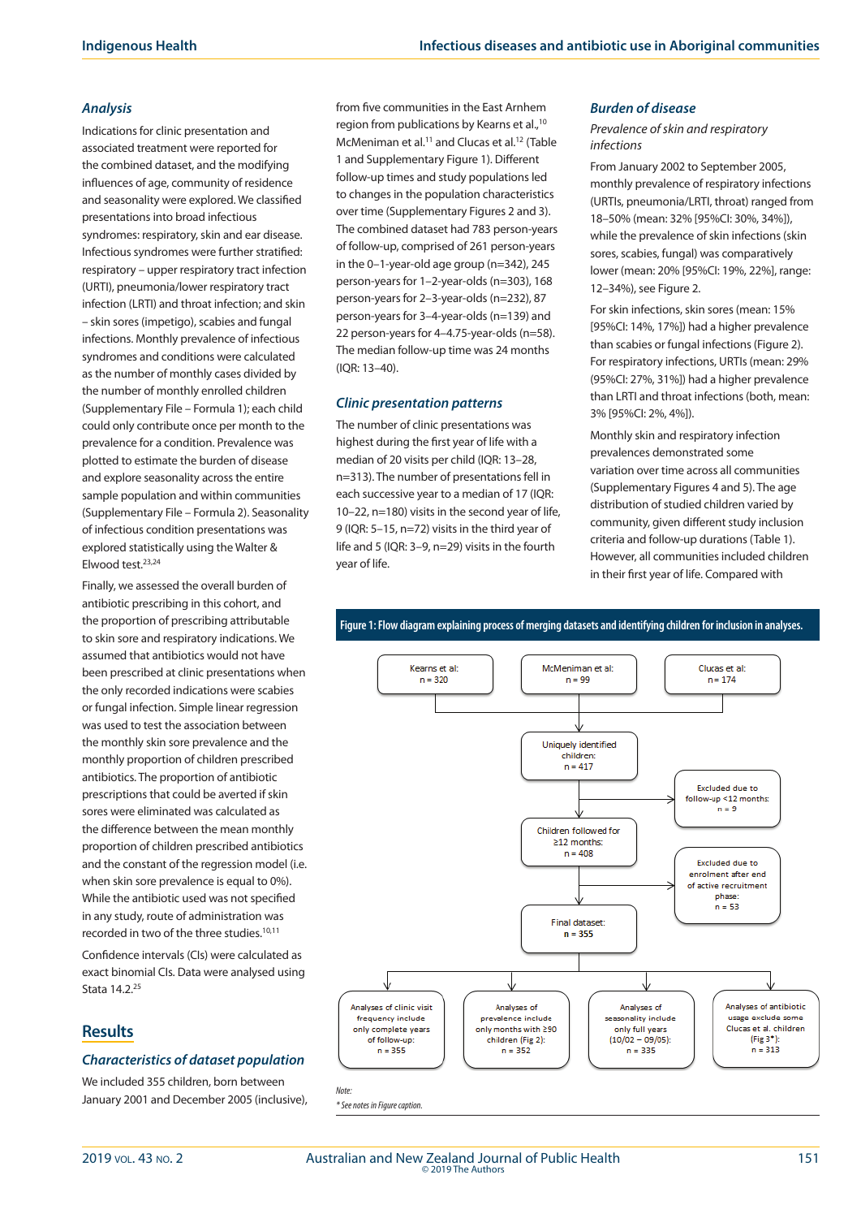### Analysis

Indications for clinic presentation and associated treatment were reported for the combined dataset, and the modifying influences of age, community of residence and seasonality were explored. We classified presentations into broad infectious syndromes: respiratory, skin and ear disease. Infectious syndromes were further stratified: respiratory – upper respiratory tract infection (URTI), pneumonia/lower respiratory tract infection (LRTI) and throat infection; and skin – skin sores (impetigo), scabies and fungal infections. Monthly prevalence of infectious syndromes and conditions were calculated as the number of monthly cases divided by the number of monthly enrolled children (Supplementary File – Formula 1); each child could only contribute once per month to the prevalence for a condition. Prevalence was plotted to estimate the burden of disease and explore seasonality across the entire sample population and within communities (Supplementary File – Formula 2). Seasonality of infectious condition presentations was explored statistically using the Walter & Elwood test.[23,24]

Finally, we assessed the overall burden of antibiotic prescribing in this cohort, and the proportion of prescribing attributable to skin sore and respiratory indications. We assumed that antibiotics would not have been prescribed at clinic presentations when the only recorded indications were scabies or fungal infection. Simple linear regression was used to test the association between the monthly skin sore prevalence and the monthly proportion of children prescribed antibiotics. The proportion of antibiotic prescriptions that could be averted if skin sores were eliminated was calculated as the difference between the mean monthly proportion of children prescribed antibiotics and the constant of the regression model (i.e. when skin sore prevalence is equal to 0%). While the antibiotic used was not specified in any study, route of administration was recorded in two of the three studies.[10,11]

Confidence intervals (CIs) were calculated as exact binomial CIs. Data were analysed using Stata 14.2.[25]

## Results

### Characteristics of dataset population

We included 355 children, born between January 2001 and December 2005 (inclusive), from five communities in the East Arnhem region from publications by Kearns et al.,[10] McMeniman et al.[11] and Clucas et al.[12] (Table 1 and Supplementary Figure 1). Different follow-up times and study populations led to changes in the population characteristics over time (Supplementary Figures 2 and 3). The combined dataset had 783 person-years of follow-up, comprised of 261 person-years in the 0–1-year-old age group (n=342), 245 person-years for 1–2-year-olds (n=303), 168 person-years for 2–3-year-olds (n=232), 87 person-years for 3–4-year-olds (n=139) and 22 person-years for 4–4.75-year-olds (n=58). The median follow-up time was 24 months (IQR: 13–40).

### Clinic presentation patterns

The number of clinic presentations was highest during the first year of life with a median of 20 visits per child (IQR: 13–28, n=313). The number of presentations fell in each successive year to a median of 17 (IQR: 10–22, n=180) visits in the second year of life, 9 (IQR: 5–15, n=72) visits in the third year of life and 5 (IQR: 3–9, n=29) visits in the fourth year of life.

### Burden of disease

*Prevalence of skin and respiratory infections*

From January 2002 to September 2005, monthly prevalence of respiratory infections (URTIs, pneumonia/LRTI, throat) ranged from 18–50% (mean: 32% [95%CI: 30%, 34%]), while the prevalence of skin infections (skin sores, scabies, fungal) was comparatively lower (mean: 20% [95%CI: 19%, 22%], range: 12–34%), see Figure 2.

For skin infections, skin sores (mean: 15% [95%CI: 14%, 17%]) had a higher prevalence than scabies or fungal infections (Figure 2). For respiratory infections, URTIs (mean: 29% (95%CI: 27%, 31%]) had a higher prevalence than LRTI and throat infections (both, mean: 3% [95%CI: 2%, 4%]).

Monthly skin and respiratory infection prevalences demonstrated some variation over time across all communities (Supplementary Figures 4 and 5). The age distribution of studied children varied by community, given different study inclusion criteria and follow-up durations (Table 1). However, all communities included children in their first year of life. Compared with

**Figure 1: Flow diagram explaining process of merging datasets and identifying children for inclusion in analyses.**

Kearns et al: n = 320 | McMeniman et al: n = 99 | Clucas et al: n = 174
→ Uniquely identified children: n = 417
→ Excluded due to follow-up <12 months: n = 9
→ Children followed for ≥12 months: n = 408
→ Excluded due to enrolment after end of active recruitment phase: n = 53
→ Final dataset: **n = 355**
→ Analyses of clinic visit frequency include only complete years of follow-up: n = 355
→ Analyses of prevalence include only months with ≥90 children (Fig 2): n = 352
→ Analyses of seasonality include only full years (10/02 – 09/05): n = 335
→ Analyses of antibiotic usage exclude some Clucas et al. children (Fig 3*): n = 313

Note:
* See notes in Figure caption.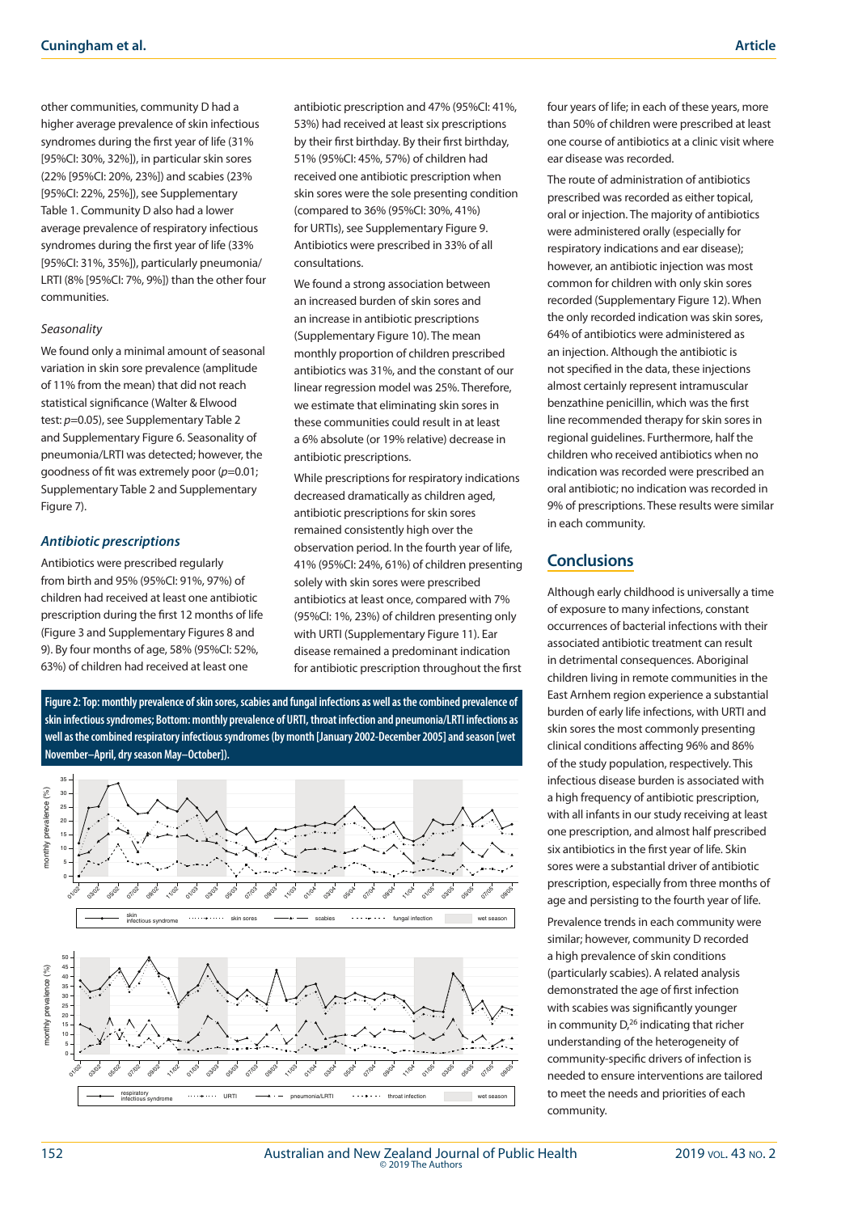other communities, community D had a higher average prevalence of skin infectious syndromes during the first year of life (31% [95%CI: 30%, 32%]), in particular skin sores (22% [95%CI: 20%, 23%]) and scabies (23% [95%CI: 22%, 25%]), see Supplementary Table 1. Community D also had a lower average prevalence of respiratory infectious syndromes during the first year of life (33% [95%CI: 31%, 35%]), particularly pneumonia/LRTI (8% [95%CI: 7%, 9%]) than the other four communities.

### *Seasonality*

We found only a minimal amount of seasonal variation in skin sore prevalence (amplitude of 11% from the mean) that did not reach statistical significance (Walter & Elwood test: $p=0.05$), see Supplementary Table 2 and Supplementary Figure 6. Seasonality of pneumonia/LRTI was detected; however, the goodness of fit was extremely poor ($p=0.01$; Supplementary Table 2 and Supplementary Figure 7).

### *Antibiotic prescriptions*

Antibiotics were prescribed regularly from birth and 95% (95%CI: 91%, 97%) of children had received at least one antibiotic prescription during the first 12 months of life (Figure 3 and Supplementary Figures 8 and 9). By four months of age, 58% (95%CI: 52%, 63%) of children had received at least one antibiotic prescription and 47% (95%CI: 41%, 53%) had received at least six prescriptions by their first birthday. By their first birthday, 51% (95%CI: 45%, 57%) of children had received one antibiotic prescription when skin sores were the sole presenting condition (compared to 36% (95%CI: 30%, 41%) for URTIs), see Supplementary Figure 9. Antibiotics were prescribed in 33% of all consultations.

We found a strong association between an increased burden of skin sores and an increase in antibiotic prescriptions (Supplementary Figure 10). The mean monthly proportion of children prescribed antibiotics was 31%, and the constant of our linear regression model was 25%. Therefore, we estimate that eliminating skin sores in these communities could result in at least a 6% absolute (or 19% relative) decrease in antibiotic prescriptions.

While prescriptions for respiratory indications decreased dramatically as children aged, antibiotic prescriptions for skin sores remained consistently high over the observation period. In the fourth year of life, 41% (95%CI: 24%, 61%) of children presenting solely with skin sores were prescribed antibiotics at least once, compared with 7% (95%CI: 1%, 23%) of children presenting only with URTI (Supplementary Figure 11). Ear disease remained a predominant indication for antibiotic prescription throughout the first four years of life; in each of these years, more than 50% of children were prescribed at least one course of antibiotics at a clinic visit where ear disease was recorded.

The route of administration of antibiotics prescribed was recorded as either topical, oral or injection. The majority of antibiotics were administered orally (especially for respiratory indications and ear disease); however, an antibiotic injection was most common for children with only skin sores recorded (Supplementary Figure 12). When the only recorded indication was skin sores, 64% of antibiotics were administered as an injection. Although the antibiotic is not specified in the data, these injections almost certainly represent intramuscular benzathine penicillin, which was the first line recommended therapy for skin sores in regional guidelines. Furthermore, half the children who received antibiotics when no indication was recorded were prescribed an oral antibiotic; no indication was recorded in 9% of prescriptions. These results were similar in each community.

**Figure 2: Top: monthly prevalence of skin sores, scabies and fungal infections as well as the combined prevalence of skin infectious syndromes; Bottom: monthly prevalence of URTI, throat infection and pneumonia/LRTI infections as well as the combined respiratory infectious syndromes (by month [January 2002-December 2005] and season [wet November–April, dry season May–October]).**

## Conclusions

Although early childhood is universally a time of exposure to many infections, constant occurrences of bacterial infections with their associated antibiotic treatment can result in detrimental consequences. Aboriginal children living in remote communities in the East Arnhem region experience a substantial burden of early life infections, with URTI and skin sores the most commonly presenting clinical conditions affecting 96% and 86% of the study population, respectively. This infectious disease burden is associated with a high frequency of antibiotic prescription, with all infants in our study receiving at least one prescription, and almost half prescribed six antibiotics in the first year of life. Skin sores were a substantial driver of antibiotic prescription, especially from three months of age and persisting to the fourth year of life.

Prevalence trends in each community were similar; however, community D recorded a high prevalence of skin conditions (particularly scabies). A related analysis demonstrated the age of first infection with scabies was significantly younger in community D,[26] indicating that richer understanding of the heterogeneity of community-specific drivers of infection is needed to ensure interventions are tailored to meet the needs and priorities of each community.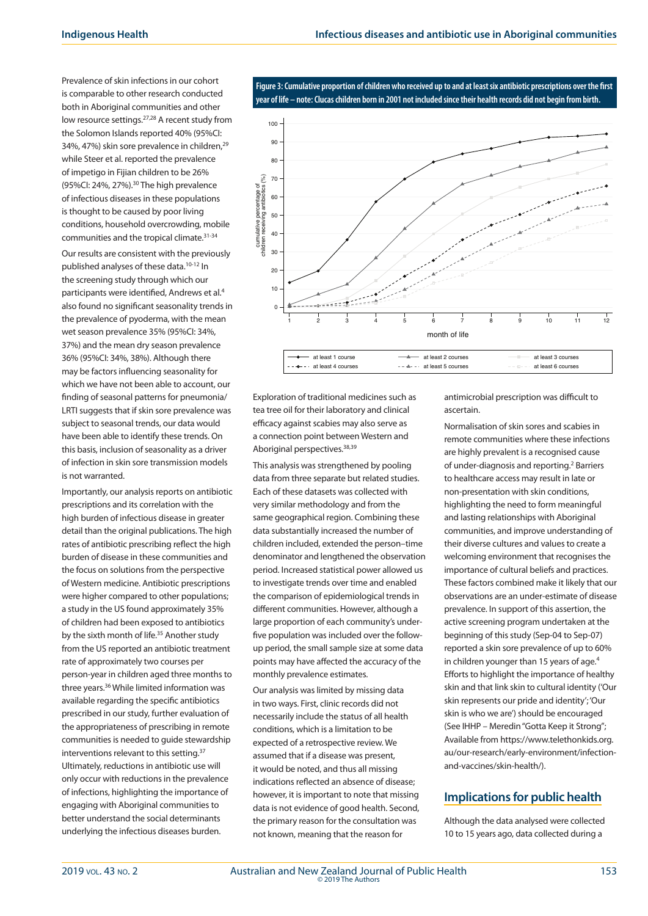Prevalence of skin infections in our cohort is comparable to other research conducted both in Aboriginal communities and other low resource settings.[27,28] A recent study from the Solomon Islands reported 40% (95%CI: 34%, 47%) skin sore prevalence in children,[29] while Steer et al. reported the prevalence of impetigo in Fijian children to be 26% (95%CI: 24%, 27%).[30] The high prevalence of infectious diseases in these populations is thought to be caused by poor living conditions, household overcrowding, mobile communities and the tropical climate.[31-34]

Our results are consistent with the previously published analyses of these data.[10-12] In the screening study through which our participants were identified, Andrews et al.[4] also found no significant seasonality trends in the prevalence of pyoderma, with the mean wet season prevalence 35% (95%CI: 34%, 37%) and the mean dry season prevalence 36% (95%CI: 34%, 38%). Although there may be factors influencing seasonality for which we have not been able to account, our finding of seasonal patterns for pneumonia/LRTI suggests that if skin sore prevalence was subject to seasonal trends, our data would have been able to identify these trends. On this basis, inclusion of seasonality as a driver of infection in skin sore transmission models is not warranted.

Importantly, our analysis reports on antibiotic prescriptions and its correlation with the high burden of infectious disease in greater detail than the original publications. The high rates of antibiotic prescribing reflect the high burden of disease in these communities and the focus on solutions from the perspective of Western medicine. Antibiotic prescriptions were higher compared to other populations; a study in the US found approximately 35% of children had been exposed to antibiotics by the sixth month of life.[35] Another study from the US reported an antibiotic treatment rate of approximately two courses per person-year in children aged three months to three years.[36] While limited information was available regarding the specific antibiotics prescribed in our study, further evaluation of the appropriateness of prescribing in remote communities is needed to guide stewardship interventions relevant to this setting.[37] Ultimately, reductions in antibiotic use will only occur with reductions in the prevalence of infections, highlighting the importance of engaging with Aboriginal communities to better understand the social determinants underlying the infectious diseases burden.

**Figure 3: Cumulative proportion of children who received up to and at least six antibiotic prescriptions over the first year of life – note: Clucas children born in 2001 not included since their health records did not begin from birth.**

Exploration of traditional medicines such as tea tree oil for their laboratory and clinical efficacy against scabies may also serve as a connection point between Western and Aboriginal perspectives.[38,39]

This analysis was strengthened by pooling data from three separate but related studies. Each of these datasets was collected with very similar methodology and from the same geographical region. Combining these data substantially increased the number of children included, extended the person–time denominator and lengthened the observation period. Increased statistical power allowed us to investigate trends over time and enabled the comparison of epidemiological trends in different communities. However, although a large proportion of each community's under-five population was included over the follow-up period, the small sample size at some data points may have affected the accuracy of the monthly prevalence estimates.

Our analysis was limited by missing data in two ways. First, clinic records did not necessarily include the status of all health conditions, which is a limitation to be expected of a retrospective review. We assumed that if a disease was present, it would be noted, and thus all missing indications reflected an absence of disease; however, it is important to note that missing data is not evidence of good health. Second, the primary reason for the consultation was not known, meaning that the reason for antimicrobial prescription was difficult to ascertain.

Normalisation of skin sores and scabies in remote communities where these infections are highly prevalent is a recognised cause of under-diagnosis and reporting.[2] Barriers to healthcare access may result in late or non-presentation with skin conditions, highlighting the need to form meaningful and lasting relationships with Aboriginal communities, and improve understanding of their diverse cultures and values to create a welcoming environment that recognises the importance of cultural beliefs and practices. These factors combined make it likely that our observations are an under-estimate of disease prevalence. In support of this assertion, the active screening program undertaken at the beginning of this study (Sep-04 to Sep-07) reported a skin sore prevalence of up to 60% in children younger than 15 years of age.[4] Efforts to highlight the importance of healthy skin and that link skin to cultural identity ('Our skin represents our pride and identity'; 'Our skin is who we are') should be encouraged (See IHHP – Meredin "Gotta Keep it Strong"; Available from https://www.telethonkids.org.au/our-research/early-environment/infection-and-vaccines/skin-health/).

## Implications for public health

Although the data analysed were collected 10 to 15 years ago, data collected during a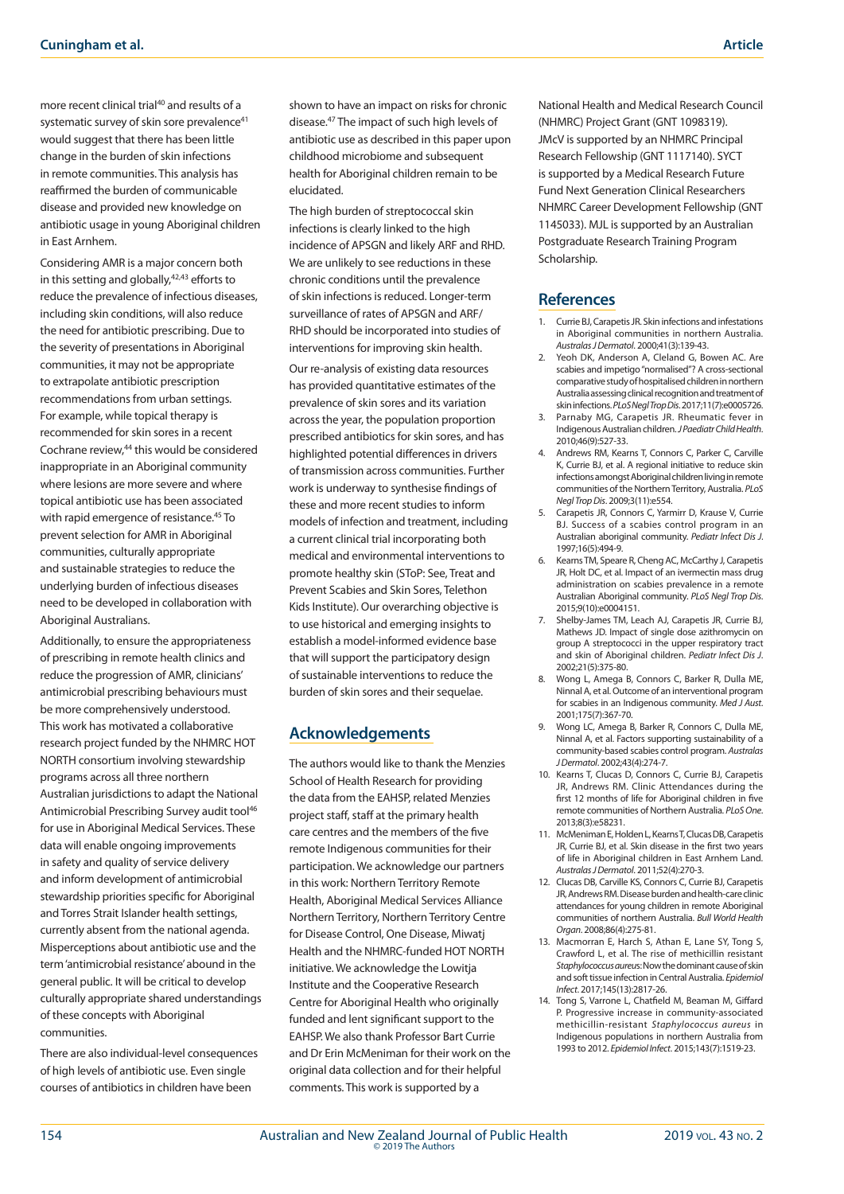more recent clinical trial[40] and results of a systematic survey of skin sore prevalence[41] would suggest that there has been little change in the burden of skin infections in remote communities. This analysis has reaffirmed the burden of communicable disease and provided new knowledge on antibiotic usage in young Aboriginal children in East Arnhem.

Considering AMR is a major concern both in this setting and globally,[42,43] efforts to reduce the prevalence of infectious diseases, including skin conditions, will also reduce the need for antibiotic prescribing. Due to the severity of presentations in Aboriginal communities, it may not be appropriate to extrapolate antibiotic prescription recommendations from urban settings. For example, while topical therapy is recommended for skin sores in a recent Cochrane review,[44] this would be considered inappropriate in an Aboriginal community where lesions are more severe and where topical antibiotic use has been associated with rapid emergence of resistance.[45] To prevent selection for AMR in Aboriginal communities, culturally appropriate and sustainable strategies to reduce the underlying burden of infectious diseases need to be developed in collaboration with Aboriginal Australians.

Additionally, to ensure the appropriateness of prescribing in remote health clinics and reduce the progression of AMR, clinicians' antimicrobial prescribing behaviours must be more comprehensively understood. This work has motivated a collaborative research project funded by the NHMRC HOT NORTH consortium involving stewardship programs across all three northern Australian jurisdictions to adapt the National Antimicrobial Prescribing Survey audit tool[46] for use in Aboriginal Medical Services. These data will enable ongoing improvements in safety and quality of service delivery and inform development of antimicrobial stewardship priorities specific for Aboriginal and Torres Strait Islander health settings, currently absent from the national agenda. Misperceptions about antibiotic use and the term 'antimicrobial resistance' abound in the general public. It will be critical to develop culturally appropriate shared understandings of these concepts with Aboriginal communities.

There are also individual-level consequences of high levels of antibiotic use. Even single courses of antibiotics in children have been shown to have an impact on risks for chronic disease.[47] The impact of such high levels of antibiotic use as described in this paper upon childhood microbiome and subsequent health for Aboriginal children remain to be elucidated.

The high burden of streptococcal skin infections is clearly linked to the high incidence of APSGN and likely ARF and RHD. We are unlikely to see reductions in these chronic conditions until the prevalence of skin infections is reduced. Longer-term surveillance of rates of APSGN and ARF/RHD should be incorporated into studies of interventions for improving skin health.

Our re-analysis of existing data resources has provided quantitative estimates of the prevalence of skin sores and its variation across the year, the population proportion prescribed antibiotics for skin sores, and has highlighted potential differences in drivers of transmission across communities. Further work is underway to synthesise findings of these and more recent studies to inform models of infection and treatment, including a current clinical trial incorporating both medical and environmental interventions to promote healthy skin (SToP: See, Treat and Prevent Scabies and Skin Sores, Telethon Kids Institute). Our overarching objective is to use historical and emerging insights to establish a model-informed evidence base that will support the participatory design of sustainable interventions to reduce the burden of skin sores and their sequelae.

## Acknowledgements

The authors would like to thank the Menzies School of Health Research for providing the data from the EAHSP, related Menzies project staff, staff at the primary health care centres and the members of the five remote Indigenous communities for their participation. We acknowledge our partners in this work: Northern Territory Remote Health, Aboriginal Medical Services Alliance Northern Territory, Northern Territory Centre for Disease Control, One Disease, Miwatj Health and the NHMRC-funded HOT NORTH initiative. We acknowledge the Lowitja Institute and the Cooperative Research Centre for Aboriginal Health who originally funded and lent significant support to the EAHSP. We also thank Professor Bart Currie and Dr Erin McMeniman for their work on the original data collection and for their helpful comments. This work is supported by a National Health and Medical Research Council (NHMRC) Project Grant (GNT 1098319). JMcV is supported by an NHMRC Principal Research Fellowship (GNT 1117140). SYCT is supported by a Medical Research Future Fund Next Generation Clinical Researchers NHMRC Career Development Fellowship (GNT 1145033). MJL is supported by an Australian Postgraduate Research Training Program Scholarship.

## References

1. Currie BJ, Carapetis JR. Skin infections and infestations in Aboriginal communities in northern Australia. *Australas J Dermatol*. 2000;41(3):139-43.
2. Yeoh DK, Anderson A, Cleland G, Bowen AC. Are scabies and impetigo "normalised"? A cross-sectional comparative study of hospitalised children in northern Australia assessing clinical recognition and treatment of skin infections. *PLoS Negl Trop Dis*. 2017;11(7):e0005726.
3. Parnaby MG, Carapetis JR. Rheumatic fever in Indigenous Australian children. *J Paediatr Child Health*. 2010;46(9):527-33.
4. Andrews RM, Kearns T, Connors C, Parker C, Carville K, Currie BJ, et al. A regional initiative to reduce skin infections amongst Aboriginal children living in remote communities of the Northern Territory, Australia. *PLoS Negl Trop Dis*. 2009;3(11):e554.
5. Carapetis JR, Connors C, Yarmirr D, Krause V, Currie BJ. Success of a scabies control program in an Australian aboriginal community. *Pediatr Infect Dis J*. 1997;16(5):494-9.
6. Kearns TM, Speare R, Cheng AC, McCarthy J, Carapetis JR, Holt DC, et al. Impact of an ivermectin mass drug administration on scabies prevalence in a remote Australian Aboriginal community. *PLoS Negl Trop Dis*. 2015;9(10):e0004151.
7. Shelby-James TM, Leach AJ, Carapetis JR, Currie BJ, Mathews JD. Impact of single dose azithromycin on group A streptococci in the upper respiratory tract and skin of Aboriginal children. *Pediatr Infect Dis J*. 2002;21(5):375-80.
8. Wong L, Amega B, Connors C, Barker R, Dulla ME, Ninnal A, et al. Outcome of an interventional program for scabies in an Indigenous community. *Med J Aust*. 2001;175(7):367-70.
9. Wong LC, Amega B, Barker R, Connors C, Dulla ME, Ninnal A, et al. Factors supporting sustainability of a community-based scabies control program. *Australas J Dermatol*. 2002;43(4):274-7.
10. Kearns T, Clucas D, Connors C, Currie BJ, Carapetis JR, Andrews RM. Clinic Attendances during the first 12 months of life for Aboriginal children in five remote communities of Northern Australia. *PLoS One*. 2013;8(3):e58231.
11. McMeniman E, Holden L, Kearns T, Clucas DB, Carapetis JR, Currie BJ, et al. Skin disease in the first two years of life in Aboriginal children in East Arnhem Land. *Australas J Dermatol*. 2011;52(4):270-3.
12. Clucas DB, Carville KS, Connors C, Currie BJ, Carapetis JR, Andrews RM. Disease burden and health-care clinic attendances for young children in remote Aboriginal communities of northern Australia. *Bull World Health Organ*. 2008;86(4):275-81.
13. Macmorran E, Harch S, Athan E, Lane SY, Tong S, Crawford L, et al. The rise of methicillin resistant *Staphylococcus aureus*: Now the dominant cause of skin and soft tissue infection in Central Australia. *Epidemiol Infect*. 2017;145(13):2817-26.
14. Tong S, Varrone L, Chatfield M, Beaman M, Giffard P. Progressive increase in community-associated methicillin-resistant *Staphylococcus aureus* in Indigenous populations in northern Australia from 1993 to 2012. *Epidemiol Infect*. 2015;143(7):1519-23.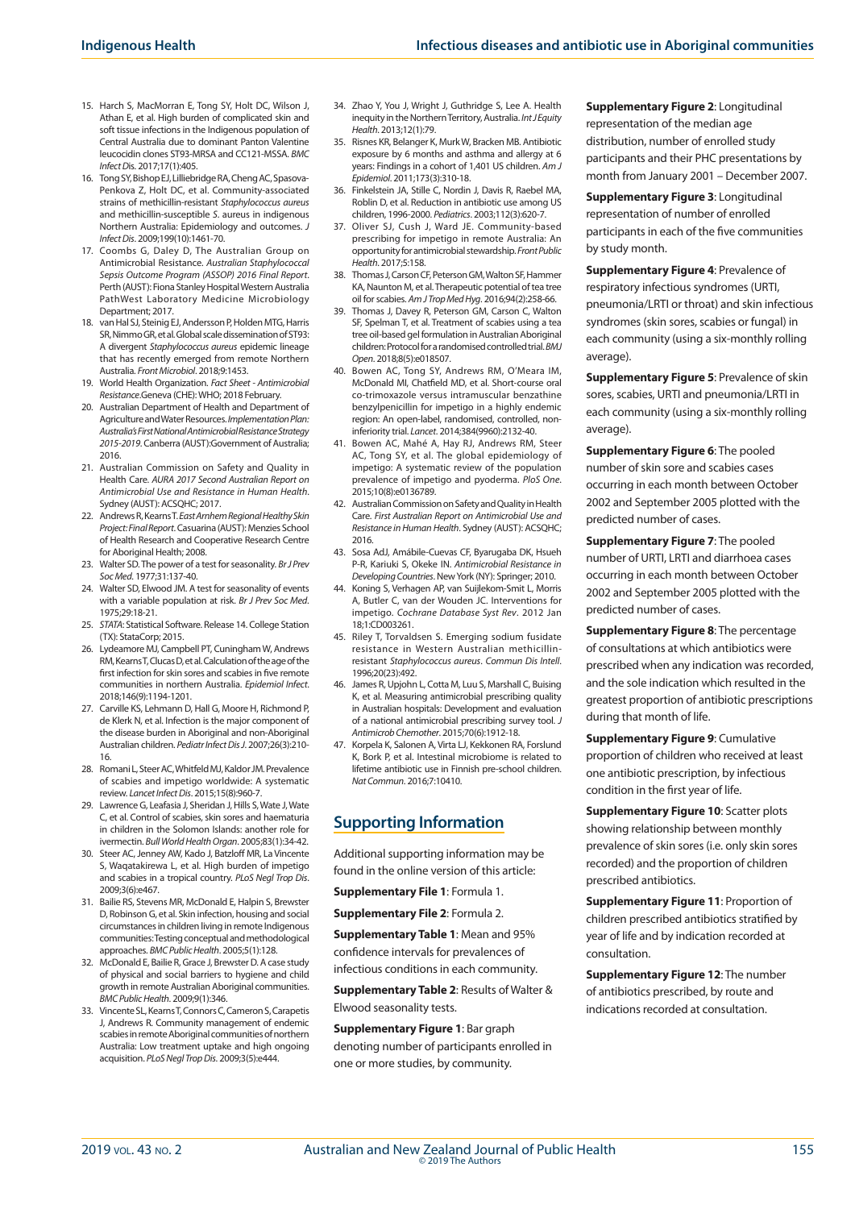15. Harch S, MacMorran E, Tong SY, Holt DC, Wilson J, Athan E, et al. High burden of complicated skin and soft tissue infections in the Indigenous population of Central Australia due to dominant Panton Valentine leucocidin clones ST93-MRSA and CC121-MSSA. *BMC Infect Dis*. 2017;17(1):405.
16. Tong SY, Bishop EJ, Lilliebridge RA, Cheng AC, Spasova-Penkova Z, Holt DC, et al. Community-associated strains of methicillin-resistant *Staphylococcus aureus* and methicillin-susceptible *S.* aureus in indigenous Northern Australia: Epidemiology and outcomes. *J Infect Dis*. 2009;199(10):1461-70.
17. Coombs G, Daley D, The Australian Group on Antimicrobial Resistance. *Australian Staphylococcal Sepsis Outcome Program (ASSOP) 2016 Final Report*. Perth (AUST): Fiona Stanley Hospital Western Australia PathWest Laboratory Medicine Microbiology Department; 2017.
18. van Hal SJ, Steinig EJ, Andersson P, Holden MTG, Harris SR, Nimmo GR, et al. Global scale dissemination of ST93: A divergent *Staphylococcus aureus* epidemic lineage that has recently emerged from remote Northern Australia. *Front Microbiol*. 2018;9:1453.
19. World Health Organization. *Fact Sheet - Antimicrobial Resistance*.Geneva (CHE): WHO; 2018 February.
20. Australian Department of Health and Department of Agriculture and Water Resources. *Implementation Plan: Australia's First National Antimicrobial Resistance Strategy 2015-2019*. Canberra (AUST):Government of Australia; 2016.
21. Australian Commission on Safety and Quality in Health Care. *AURA 2017 Second Australian Report on Antimicrobial Use and Resistance in Human Health*. Sydney (AUST): ACSQHC; 2017.
22. Andrews R, Kearns T. *East Arnhem Regional Healthy Skin Project: Final Report*. Casuarina (AUST): Menzies School of Health Research and Cooperative Research Centre for Aboriginal Health; 2008.
23. Walter SD. The power of a test for seasonality. *Br J Prev Soc Med*. 1977;31:137-40.
24. Walter SD, Elwood JM. A test for seasonality of events with a variable population at risk. *Br J Prev Soc Med*. 1975;29:18-21.
25. *STATA*: Statistical Software. Release 14. College Station (TX): StataCorp; 2015.
26. Lydeamore MJ, Campbell PT, Cuningham W, Andrews RM, Kearns T, Clucas D, et al. Calculation of the age of the first infection for skin sores and scabies in five remote communities in northern Australia. *Epidemiol Infect*. 2018;146(9):1194-1201.
27. Carville KS, Lehmann D, Hall G, Moore H, Richmond P, de Klerk N, et al. Infection is the major component of the disease burden in Aboriginal and non-Aboriginal Australian children. *Pediatr Infect Dis J*. 2007;26(3):210-16.
28. Romani L, Steer AC, Whitfeld MJ, Kaldor JM. Prevalence of scabies and impetigo worldwide: A systematic review. *Lancet Infect Dis*. 2015;15(8):960-7.
29. Lawrence G, Leafasia J, Sheridan J, Hills S, Wate J, Wate C, et al. Control of scabies, skin sores and haematuria in children in the Solomon Islands: another role for ivermectin. *Bull World Health Organ*. 2005;83(1):34-42.
30. Steer AC, Jenney AW, Kado J, Batzloff MR, La Vincente S, Waqatakirewa L, et al. High burden of impetigo and scabies in a tropical country. *PLoS Negl Trop Dis*. 2009;3(6):e467.
31. Bailie RS, Stevens MR, McDonald E, Halpin S, Brewster D, Robinson G, et al. Skin infection, housing and social circumstances in children living in remote Indigenous communities: Testing conceptual and methodological approaches. *BMC Public Health*. 2005;5(1):128.
32. McDonald E, Bailie R, Grace J, Brewster D. A case study of physical and social barriers to hygiene and child growth in remote Australian Aboriginal communities. *BMC Public Health*. 2009;9(1):346.
33. Vincente SL, Kearns T, Connors C, Cameron S, Carapetis J, Andrews R. Community management of endemic scabies in remote Aboriginal communities of northern Australia: Low treatment uptake and high ongoing acquisition. *PLoS Negl Trop Dis*. 2009;3(5):e444.
34. Zhao Y, You J, Wright J, Guthridge S, Lee A. Health inequity in the Northern Territory, Australia. *Int J Equity Health*. 2013;12(1):79.
35. Risnes KR, Belanger K, Murk W, Bracken MB. Antibiotic exposure by 6 months and asthma and allergy at 6 years: Findings in a cohort of 1,401 US children. *Am J Epidemiol*. 2011;173(3):310-18.
36. Finkelstein JA, Stille C, Nordin J, Davis R, Raebel MA, Roblin D, et al. Reduction in antibiotic use among US children, 1996-2000. *Pediatrics*. 2003;112(3):620-7.
37. Oliver SJ, Cush J, Ward JE. Community-based prescribing for impetigo in remote Australia: An opportunity for antimicrobial stewardship. *Front Public Health*. 2017;5:158.
38. Thomas J, Carson CF, Peterson GM, Walton SF, Hammer KA, Naunton M, et al. Therapeutic potential of tea tree oil for scabies. *Am J Trop Med Hyg*. 2016;94(2):258-66.
39. Thomas J, Davey R, Peterson GM, Carson C, Walton SF, Spelman T, et al. Treatment of scabies using a tea tree oil-based gel formulation in Australian Aboriginal children: Protocol for a randomised controlled trial. *BMJ Open*. 2018;8(5):e018507.
40. Bowen AC, Tong SY, Andrews RM, O'Meara IM, McDonald MI, Chatfield MD, et al. Short-course oral co-trimoxazole versus intramuscular benzathine benzylpenicillin for impetigo in a highly endemic region: An open-label, randomised, controlled, non-inferiority trial. *Lancet*. 2014;384(9960):2132-40.
41. Bowen AC, Mahé A, Hay RJ, Andrews RM, Steer AC, Tong SY, et al. The global epidemiology of impetigo: A systematic review of the population prevalence of impetigo and pyoderma. *PloS One*. 2015;10(8):e0136789.
42. Australian Commission on Safety and Quality in Health Care. *First Australian Report on Antimicrobial Use and Resistance in Human Health*. Sydney (AUST): ACSQHC; 2016.
43. Sosa AdJ, Amábile-Cuevas CF, Byarugaba DK, Hsueh P-R, Kariuki S, Okeke IN. *Antimicrobial Resistance in Developing Countries*. New York (NY): Springer; 2010.
44. Koning S, Verhagen AP, van Suijlekom-Smit L, Morris A, Butler C, van der Wouden JC. Interventions for impetigo. *Cochrane Database Syst Rev*. 2012 Jan 18;1:CD003261.
45. Riley T, Torvaldsen S. Emerging sodium fusidate resistance in Western Australian methicillin-resistant *Staphylococcus aureus*. *Commun Dis Intell*. 1996;20(23):492.
46. James R, Upjohn L, Cotta M, Luu S, Marshall C, Buising K, et al. Measuring antimicrobial prescribing quality in Australian hospitals: Development and evaluation of a national antimicrobial prescribing survey tool. *J Antimicrob Chemother*. 2015;70(6):1912-18.
47. Korpela K, Salonen A, Virta LJ, Kekkonen RA, Forslund K, Bork P, et al. Intestinal microbiome is related to lifetime antibiotic use in Finnish pre-school children. *Nat Commun*. 2016;7:10410.

## Supporting Information

Additional supporting information may be found in the online version of this article:

**Supplementary File 1**: Formula 1.

**Supplementary File 2**: Formula 2.

**Supplementary Table 1**: Mean and 95% confidence intervals for prevalences of infectious conditions in each community.

**Supplementary Table 2**: Results of Walter & Elwood seasonality tests.

**Supplementary Figure 1**: Bar graph denoting number of participants enrolled in one or more studies, by community.

**Supplementary Figure 2**: Longitudinal representation of the median age distribution, number of enrolled study participants and their PHC presentations by month from January 2001 – December 2007.

**Supplementary Figure 3**: Longitudinal representation of number of enrolled participants in each of the five communities by study month.

**Supplementary Figure 4**: Prevalence of respiratory infectious syndromes (URTI, pneumonia/LRTI or throat) and skin infectious syndromes (skin sores, scabies or fungal) in each community (using a six-monthly rolling average).

**Supplementary Figure 5**: Prevalence of skin sores, scabies, URTI and pneumonia/LRTI in each community (using a six-monthly rolling average).

**Supplementary Figure 6**: The pooled number of skin sore and scabies cases occurring in each month between October 2002 and September 2005 plotted with the predicted number of cases.

**Supplementary Figure 7**: The pooled number of URTI, LRTI and diarrhoea cases occurring in each month between October 2002 and September 2005 plotted with the predicted number of cases.

**Supplementary Figure 8**: The percentage of consultations at which antibiotics were prescribed when any indication was recorded, and the sole indication which resulted in the greatest proportion of antibiotic prescriptions during that month of life.

**Supplementary Figure 9**: Cumulative proportion of children who received at least one antibiotic prescription, by infectious condition in the first year of life.

**Supplementary Figure 10**: Scatter plots showing relationship between monthly prevalence of skin sores (i.e. only skin sores recorded) and the proportion of children prescribed antibiotics.

**Supplementary Figure 11**: Proportion of children prescribed antibiotics stratified by year of life and by indication recorded at consultation.

**Supplementary Figure 12**: The number of antibiotics prescribed, by route and indications recorded at consultation.